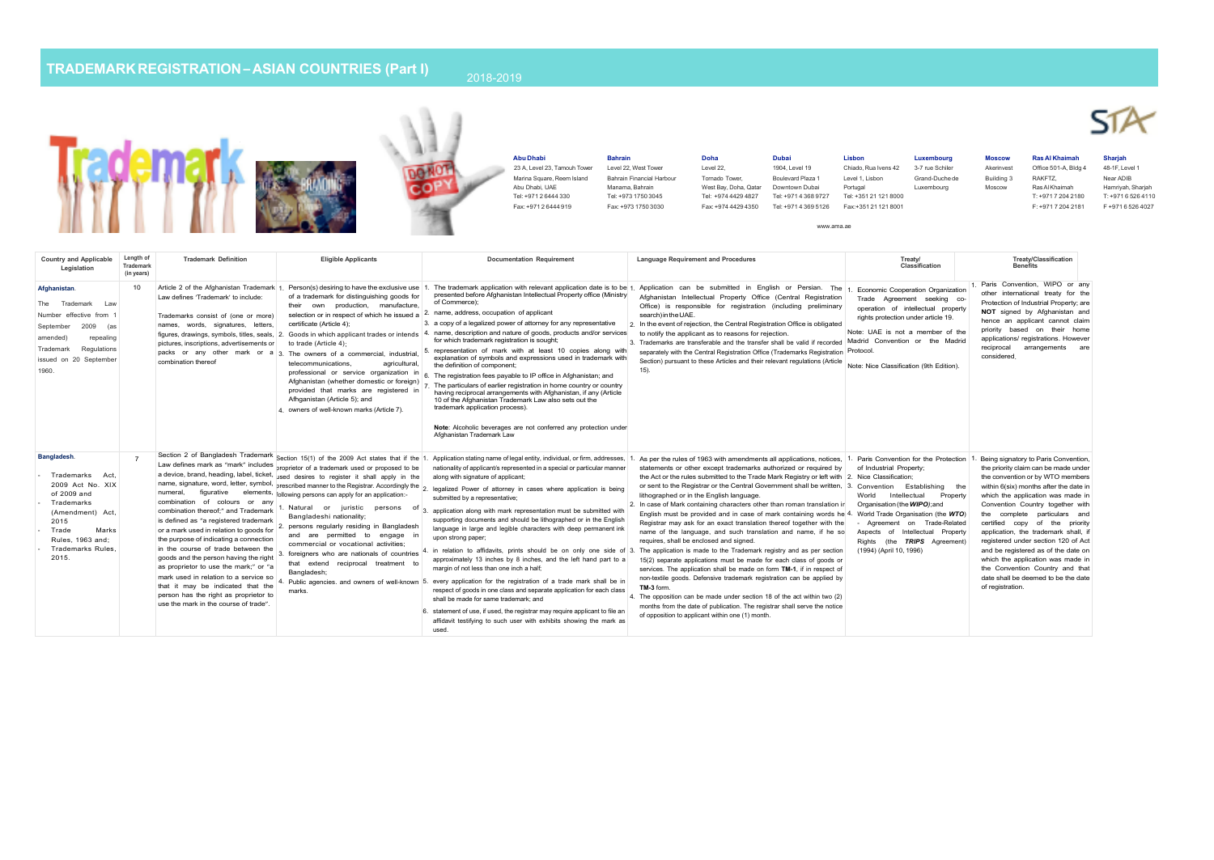# TRADEMARK REGISTRATION – ASIAN COUNTRIES (Part I)

2018-2019

| Abu Dhabi | Bahrain | Doha | Dubai | Lisbon | Luxembourg | Moscow | Ras Al Khaimah | Sharjah |
|---|---|---|---|---|---|---|---|---|
| 23 A, Level 23, Tamouh Tower<br>Marina Square, Reem Island<br>Abu Dhabi, UAE<br>Tel: +971 2 6444 330<br>Fax: +971 2 6444 919 | Level 22, West Tower<br>Bahrain Financial Harbour<br>Manama, Bahrain<br>Tel: +973 1750 3045<br>Fax: +973 1750 3030 | Level 22,<br>Tornado Tower,<br>West Bay, Doha, Qatar<br>Tel: +974 4429 4827<br>Fax: +974 4429 4350 | 1904, Level 19<br>Boulevard Plaza 1<br>Downtown Dubai<br>Tel: +971 4 368 9727<br>Tel: +971 4 369 5126 | Chiado, Rua Ivens 42<br>Level 1, Lisbon<br>Portugal<br>Tel: +351 21 121 8000<br>Fax:+351 21 121 8001 | 3-7 rue Schiler<br>Grand-Duche de<br>Luxembourg | Akerinvest<br>Building 3<br>Moscow | Office 501-A, Bldg 4<br>RAKFTZ,<br>Ras Al Khaimah<br>T: +971 7 204 2180<br>F: +971 7 204 2181 | 48-1F, Level 1<br>Near ADIB<br>Hamriyah, Sharjah<br>T: +971 6 526 4110<br>F +971 6 526 4027 |

www.ama.ae

| Country and Applicable Legislation | Length of Trademark (in years) | Trademark Definition | Eligible Applicants | Documentation Requirement | Language Requirement and Procedures | Treaty/ Classification | Treaty/Classification Benefits |
|---|---|---|---|---|---|---|---|
| **Afghanistan**.<br><br>The Trademark Law Number effective from 1 September 2009 (as amended) repealing Trademark Regulations issued on 20 September 1960. | 10 | Article 2 of the Afghanistan Trademark Law defines 'Trademark' to include:<br><br>Trademarks consist of (one or more) names, words, signatures, letters, figures, drawings, symbols, titles, seals, pictures, inscriptions, advertisements or packs or any other mark or a combination thereof | 1. Person(s) desiring to have the exclusive use of a trademark for distinguishing goods for their own production, manufacture, selection or in respect of which he issued a certificate (Article 4);<br>2. Goods in which applicant trades or intends to trade (Article 4);<br>3. The owners of a commercial, industrial, telecommunications, agricultural, professional or service organization in Afghanistan (whether domestic or foreign) provided that marks are registered in Afhganistan (Article 5); and<br>4. owners of well-known marks (Article 7). | 1. The trademark application with relevant application date is to be presented before Afghanistan Intellectual Property office (Ministry of Commerce);<br>2. name, address, occupation of applicant<br>3. a copy of a legalized power of attorney for any representative<br>4. name, description and nature of goods, products and/or services for which trademark registration is sought;<br>5. representation of mark with at least 10 copies along with explanation of symbols and expressions used in trademark with the definition of component;<br>6. The registration fees payable to IP office in Afghanistan; and<br>7. The particulars of earlier registration in home country or country having reciprocal arrangements with Afghanistan, if any (Article 10 of the Afghanistan Trademark Law also sets out the trademark application process).<br><br>**Note**: Alcoholic beverages are not conferred any protection under Afghanistan Trademark Law | 1. Application can be submitted in English or Persian. The Afghanistan Intellectual Property Office (Central Registration Office) is responsible for registration (including preliminary search) in the UAE.<br>2. In the event of rejection, the Central Registration Office is obligated to notify the applicant as to reasons for rejection.<br>3. Trademarks are transferable and the transfer shall be valid if recorded separately with the Central Registration Office (Trademarks Registration Section) pursuant to these Articles and their relevant regulations (Article 15). | 1. Economic Cooperation Organization Trade Agreement seeking co-operation of intellectual property rights protection under article 19.<br><br>Note: UAE is not a member of the Madrid Convention or the Madrid Protocol.<br><br>Note: Nice Classification (9th Edition). | 1. Paris Convention, WIPO or any other international treaty for the Protection of Industrial Property; are **NOT** signed by Afghanistan and hence an applicant cannot claim priority based on their home applications/ registrations. However reciprocal arrangements are considered. |
| **Bangladesh**.<br><br>- Trademarks Act, 2009 Act No. XIX of 2009 and<br>- Trademarks (Amendment) Act, 2015<br>- Trade Marks Rules, 1963 and;<br>- Trademarks Rules, 2015. | 7 | Section 2 of Bangladesh Trademark Law defines mark as "mark" includes a device, brand, heading, label, ticket, name, signature, word, letter, symbol, numeral, figurative elements, combination of colours or any combination thereof;" and Trademark is defined as "a registered trademark or a mark used in relation to goods for the purpose of indicating a connection in the course of trade between the goods and the person having the right as proprietor to use the mark;" or "a mark used in relation to a service so that it may be indicated that the person has the right as proprietor to use the mark in the course of trade". | Section 15(1) of the 2009 Act states that if the proprietor of a trademark used or proposed to be used desires to register it shall apply in the prescribed manner to the Registrar. Accordingly the following persons can apply for an application:-<br>1. Natural or juristic persons of Bangladeshi nationality;<br>2. persons regularly residing in Bangladesh and are permitted to engage in commercial or vocational activities;<br>3. foreigners who are nationals of countries that extend reciprocal treatment to Bangladesh;<br>4. Public agencies. and owners of well-known marks. | 1. Application stating name of legal entity, individual, or firm, addresses, nationality of applicant/s represented in a special or particular manner along with signature of applicant;<br>2. legalized Power of attorney in cases where application is being submitted by a representative;<br>3. application along with mark representation must be submitted with supporting documents and should be lithographed or in the English language in large and legible characters with deep permanent ink upon strong paper;<br>4. in relation to affidavits, prints should be on only one side of approximately 13 inches by 8 inches, and the left hand part to a margin of not less than one inch a half;<br>5. every application for the registration of a trade mark shall be in respect of goods in one class and separate application for each class shall be made for same trademark; and<br>6. statement of use, if used, the registrar may require applicant to file an affidavit testifying to such user with exhibits showing the mark as used. | 1. As per the rules of 1963 with amendments all applications, notices, statements or other except trademarks authorized or required by the Act or the rules submitted to the Trade Mark Registry or left with or sent to the Registrar or the Central Government shall be written, lithographed or in the English language.<br>2. In case of Mark containing characters other than roman translation in English must be provided and in case of mark containing words he Registrar may ask for an exact translation thereof together with the name of the language, and such translation and name, if he so requires, shall be enclosed and signed.<br>3. The application is made to the Trademark registry and as per section 15(2) separate applications must be made for each class of goods or services. The application shall be made on form **TM-1**, if in respect of non-textile goods. Defensive trademark registration can be applied by **TM-3** form.<br>4. The opposition can be made under section 18 of the act within two (2) months from the date of publication. The registrar shall serve the notice of opposition to applicant within one (1) month. | 1. Paris Convention for the Protection of Industrial Property;<br>2. Nice Classification;<br>3. Convention Establishing the World Intellectual Property Organisation (the ***WIPO***);and<br>4. World Trade Organisation (the ***WTO***) - Agreement on Trade-Related Aspects of Intellectual Property Rights (the ***TRIPS*** Agreement) (1994) (April 10, 1996) | 1. Being signatory to Paris Convention, the priority claim can be made under the convention or by WTO members within 6(six) months after the date in which the application was made in Convention Country together with the complete particulars and certified copy of the priority application, the trademark shall, if registered under section 120 of Act and be registered as of the date on which the application was made in the Convention Country and that date shall be deemed to be the date of registration. |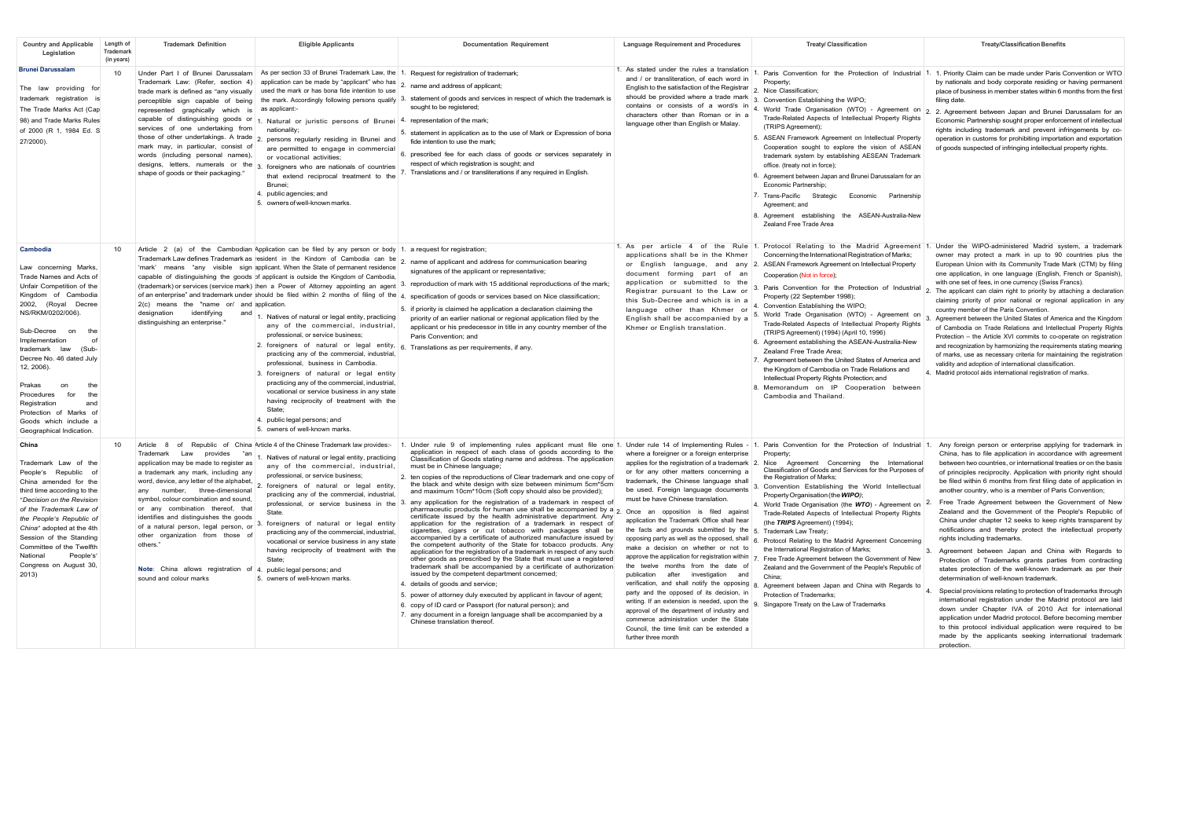| Country and Applicable Legislation | Length of Trademark (in years) | Trademark Definition | Eligible Applicants | Documentation Requirement | Language Requirement and Procedures | Treaty/ Classification | Treaty/Classification Benefits |
|---|---|---|---|---|---|---|---|
| **Brunei Darussalam**<br><br>The law providing for trademark registration is The Trade Marks Act (Cap 98) and Trade Marks Rules of 2000 (R 1, 1984 Ed. S 27/2000). | 10 | Under Part I of Brunei Darussalam Trademark Law: (Refer, section 4) trade mark is defined as "any visually perceptible sign capable of being represented graphically which is capable of distinguishing goods or services of one undertaking from those of other undertakings. A trade mark may, in particular, consist of words (including personal names), designs, letters, numerals or the shape of goods or their packaging." | As per section 33 of Brunei Trademark Law, the application can be made by "applicant" who has used the mark or has bona fide intention to use the mark. Accordingly following persons qualify as applicant:-<br>1. Natural or juristic persons of Brunei nationality;<br>2. persons regularly residing in Brunei and are permitted to engage in commercial or vocational activities;<br>3. foreigners who are nationals of countries that extend reciprocal treatment to the Brunei;<br>4. public agencies; and<br>5. owners of well-known marks. | 1. Request for registration of trademark;<br>2. name and address of applicant;<br>3. statement of goods and services in respect of which the trademark is sought to be registered;<br>4. representation of the mark;<br>5. statement in application as to the use of Mark or Expression of bona fide intention to use the mark;<br>6. prescribed fee for each class of goods or services separately in respect of which registration is sought; and<br>7. Translations and / or transliterations if any required in English. | 1. As stated under the rules a translation and / or transliteration, of each word in English to the satisfaction of the Registrar should be provided where a trade mark contains or consists of a word/s in characters other than Roman or in a language other than English or Malay. | 1. Paris Convention for the Protection of Industrial Property;<br>2. Nice Classification;<br>3. Convention Establishing the WIPO;<br>4. World Trade Organisation (WTO) - Agreement on Trade-Related Aspects of Intellectual Property Rights (TRIPS Agreement);<br>5. ASEAN Framework Agreement on Intellectual Property Cooperation sought to explore the vision of ASEAN trademark system by establishing AESEAN Trademark office. (treaty not in force);<br>6. Agreement between Japan and Brunei Darussalam for an Economic Partnership;<br>7. Trans-Pacific Strategic Economic Partnership Agreement; and<br>8. Agreement establishing the ASEAN-Australia-New Zealand Free Trade Area | 1. 1. Priority Claim can be made under Paris Convention or WTO by nationals and body corporate residing or having permanent place of business in member states within 6 months from the first filing date.<br>2. 2. Agreement between Japan and Brunei Darussalam for an Economic Partnership sought proper enforcement of intellectual rights including trademark and prevent infringements by co-operation in customs for prohibiting importation and exportation of goods suspected of infringing intellectual property rights. |
| **Cambodia**<br><br>Law concerning Marks, Trade Names and Acts of Unfair Competition of the Kingdom of Cambodia 2002, (Royal Decree NS/RKM/0202/006).<br><br>Sub-Decree on the Implementation of trademark law (Sub-Decree No. 46 dated July 12, 2006).<br><br>Prakas on the Procedures for the Registration and Protection of Marks of Goods which include a Geographical Indication. | 10 | Article 2 (a) of the Cambodian Trademark Law defines Trademark as 'mark' means "any visible sign capable of distinguishing the goods (trademark) or services (service mark) of an enterprise" and trademark under 2(c) means the "name or/ and designation identifying and distinguishing an enterprise." | Application can be filed by any person or body resident in the Kindom of Cambodia can be applicant. When the State of permanent residence of applicant is outside the Kingdom of Cambodia, then a Power of Attorney appointing an agent should be filed within 2 months of filing of the application.<br>1. Natives of natural or legal entity, practicing any of the commercial, industrial, professional, or service business;<br>2. foreigners of natural or legal entity, practicing any of the commercial, industrial, professional, business in Cambodia.<br>3. foreigners of natural or legal entity practicing any of the commercial, industrial, vocational or service business in any state having reciprocity of treatment with the State;<br>4. public legal persons; and<br>5. owners of well-known marks. | 1. a request for registration;<br>2. name of applicant and address for communication bearing signatures of the applicant or representative;<br>3. reproduction of mark with 15 additional reproductions of the mark;<br>4. specification of goods or services based on Nice classification;<br>5. if priority is claimed he application a declaration claiming the priority of an earlier national or regional application filed by the applicant or his predecessor in title in any country member of the Paris Convention; and<br>6. Translations as per requirements, if any. | 1. As per article 4 of the Rule applications shall be in the Khmer or English language, and any document forming part of an application or submitted to the Registrar pursuant to the Law or this Sub-Decree and which is in a language other than Khmer or English shall be accompanied by a Khmer or English translation. | 1. Protocol Relating to the Madrid Agreement Concerning the International Registration of Marks;<br>2. ASEAN Framework Agreement on Intellectual Property Cooperation (Not in force);<br>3. Paris Convention for the Protection of Industrial Property (22 September 1998);<br>4. Convention Establishing the WIPO;<br>5. World Trade Organisation (WTO) - Agreement on Trade-Related Aspects of Intellectual Property Rights (TRIPS Agreement) (1994) (April 10, 1996)<br>6. Agreement establishing the ASEAN-Australia-New Zealand Free Trade Area;<br>7. Agreement between the United States of America and the Kingdom of Cambodia on Trade Relations and Intellectual Property Rights Protection; and<br>8. Memorandum on IP Cooperation between Cambodia and Thailand. | 1. Under the WIPO-administered Madrid system, a trademark owner may protect a mark in up to 90 countries plus the European Union with its Community Trade Mark (CTM) by filing one application, in one language (English, French or Spanish), with one set of fees, in one currency (Swiss Francs).<br>2. The applicant can claim right to priority by attaching a declaration claiming priority of prior national or regional application in any country member of the Paris Convention.<br>3. Agreement between the United States of America and the Kingdom of Cambodia on Trade Relations and Intellectual Property Rights Protection – the Article XVI commits to co-operate on registration and recognization by harmonizing the requirements stating meaning of marks, use as necessary criteria for maintaining the registration validity and adoption of international classification.<br>4. Madrid protocol aids international registration of marks. |
| **China**<br><br>Trademark Law of the People's Republic of China amended for the third time according to the "*Decision on the Revision of the Trademark Law of the People's Republic of China*" adopted at the 4th Session of the Standing Committee of the Twelfth National People's' Congress on August 30, 2013) | 10 | Article 8 of Republic of China Trademark Law provides "an application may be made to register as a trademark any mark, including any word, device, any letter of the alphabet, any number, three-dimensional symbol, colour combination and sound, or any combination thereof, that identifies and distinguishes the goods of a natural person, legal person, or other organization from those of others."<br><br>**Note**: China allows registration of sound and colour marks | Article 4 of the Chinese Trademark law provides:-<br>1. Natives of natural or legal entity, practicing any of the commercial, industrial, professional, or service business;<br>2. foreigners of natural or legal entity, practicing any of the commercial, industrial, professional, or service business in the State.<br>3. foreigners of natural or legal entity practicing any of the commercial, industrial, vocational or service business in any state having reciprocity of treatment with the State;<br>4. public legal persons; and<br>5. owners of well-known marks. | 1. Under rule 9 of implementing rules applicant must file one application in respect of each class of goods according to the Classification of Goods stating name and address. The application must be in Chinese language;<br>2. ten copies of the reproductions of Clear trademark and one copy of the black and white design with size between minimum 5cm*5cm and maximum 10cm*10cm (Soft copy should also be provided);<br>3. any application for the registration of a trademark in respect of pharmaceutic products for human use shall be accompanied by a certificate issued by the health administrative department. Any application for the registration of a trademark in respect of cigarettes, cigars or cut tobacco with packages shall be accompanied by a certificate of authorized manufacture issued by the competent authority of the State for tobacco products. Any application for the registration of a trademark in respect of any such other goods as prescribed by the State that must use a registered trademark shall be accompanied by a certificate of authorization issued by the competent department concerned;<br>4. details of goods and service;<br>5. power of attorney duly executed by applicant in favour of agent;<br>6. copy of ID card or Passport (for natural person); and<br>7. any document in a foreign language shall be accompanied by a Chinese translation thereof. | 1. Under rule 14 of Implementing Rules - where a foreigner or a foreign enterprise applies for the registration of a trademark or for any other matters concerning a trademark, the Chinese language shall be used. Foreign language documents must be have Chinese translation.<br>2. Once an opposition is filed against application the Trademark Office shall hear the facts and grounds submitted by the opposing party as well as the opposed, shall make a decision on whether or not to approve the application for registration within the twelve months from the date of publication after investigation and verification, and shall notify the opposing party and the opposed of its decision, in writing. If an extension is needed, upon the approval of the department of industry and commerce administration under the State Council, the time limit can be extended a further three month | 1. Paris Convention for the Protection of Industrial Property;<br>2. Nice Agreement Concerning the International Classification of Goods and Services for the Purposes of the Registration of Marks;<br>3. Convention Establishing the World Intellectual Property Organisation (the ***WIPO***);<br>4. World Trade Organisation (the ***WTO***) - Agreement on Trade-Related Aspects of Intellectual Property Rights (the ***TRIPS*** Agreement) (1994);<br>5. Trademark Law Treaty;<br>6. Protocol Relating to the Madrid Agreement Concerning the International Registration of Marks;<br>7. Free Trade Agreement between the Government of New Zealand and the Government of the People's Republic of China;<br>8. Agreement between Japan and China with Regards to Protection of Trademarks;<br>9. Singapore Treaty on the Law of Trademarks | 1. Any foreign person or enterprise applying for trademark in China, has to file application in accordance with agreement between two countries, or international treaties or on the basis of principles reciprocity. Application with priority right should be filed within 6 months from first filing date of application in another country, who is a member of Paris Convention;<br>2. Free Trade Agreement between the Government of New Zealand and the Government of the People's Republic of China under chapter 12 seeks to keep rights transparent by notifications and thereby protect the intellectual property rights including trademarks.<br>3. Agreement between Japan and China with Regards to Protection of Trademarks grants parties from contracting states protection of the well-known trademark as per their determination of well-known trademark.<br>4. Special provisions relating to protection of trademarks through international registration under the Madrid protocol are laid down under Chapter IVA of 2010 Act for international application under Madrid protocol. Before becoming member to this protocol individual application were required to be made by the applicants seeking international trademark protection. |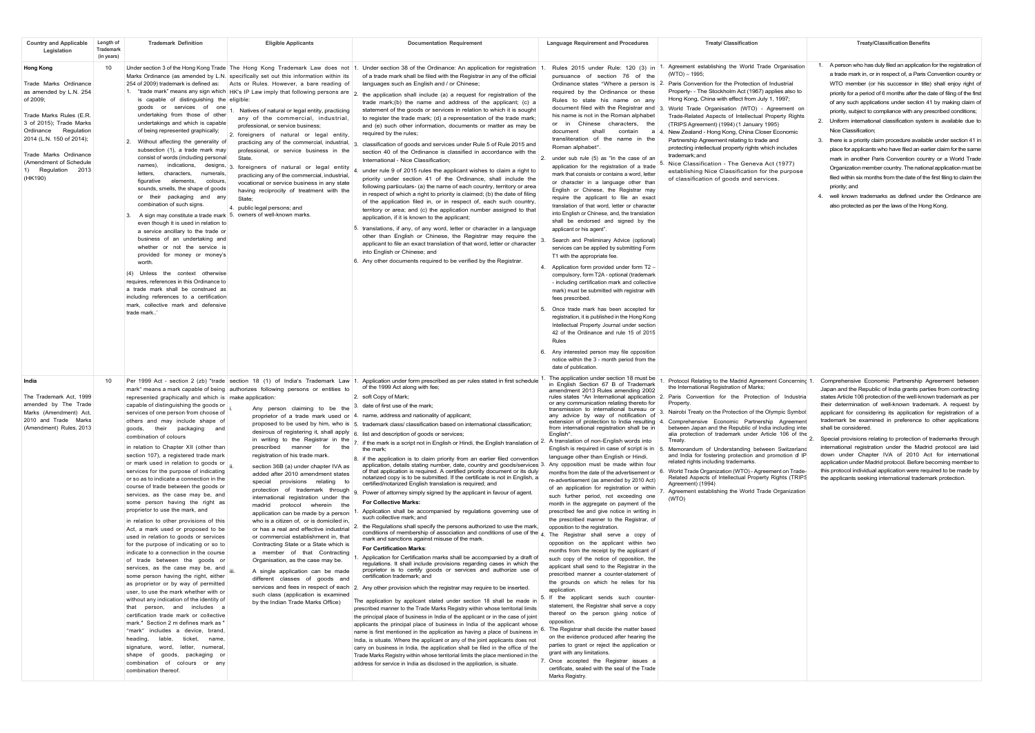| Country and Applicable Legislation | Length of Trademark (in years) | Trademark Definition | Eligible Applicants | Documentation Requirement | Language Requirement and Procedures | Treaty/ Classification | Treaty/Classification Benefits |
|---|---|---|---|---|---|---|---|
| **Hong Kong**<br><br>Trade Marks Ordinance as amended by L.N. 254 of 2009;<br><br>Trade Marks Rules (E.R. 3 of 2015); Trade Marks Ordinance Regulation 2014 (L.N. 150 of 2014);<br><br>Trade Marks Ordinance (Amendment of Schedule 1) Regulation 2013 (HK190) | 10 | Under section 3 of the Hong Kong Trade Marks Ordinance (as amended by L.N. 254 of 2009) trademark is defined as:<br>1. "trade mark" means any sign which is capable of distinguishing the goods or services of one undertaking from those of other undertakings and which is capable of being represented graphically;<br>2. Without affecting the generality of subsection (1), a trade mark may consist of words (including personal names), indications, designs, letters, characters, numerals, figurative elements, colours, sounds, smells, the shape of goods or their packaging and any combination of such signs.<br>3. A sign may constitute a trade mark even though it is used in relation to a service ancillary to the trade or business of an undertaking and whether or not the service is provided for money or money's worth.<br><br>(4) Unless the context otherwise requires, references in this Ordinance to a trade mark shall be construed as including references to a certification mark, collective mark and defensive trade mark..' | The Hong Kong Trade Mark Law does not specifically set out this information within its Acts or Rules. However, a bare reading of HK's IP Law imply that following persons are eligible:<br>1. Natives of natural or legal entity, practicing any of the commercial, industrial, professional, or service business;<br>2. foreigners of natural or legal entity, practicing any of the commercial, industrial, professional, or service business in the State.<br>3. foreigners of natural or legal entity practicing any of the commercial, industrial, vocational or service business in any state having reciprocity of treatment with the State;<br>4. public legal persons; and<br>5. owners of well-known marks. | 1. Under section 38 of the Ordinance: An application for registration of a trade mark shall be filed with the Registrar in any of the official languages such as English and / or Chinese;<br>2. the application shall include (a) a request for registration of the trade mark;(b) the name and address of the applicant; (c) a statement of the goods or services in relation to which it is sought to register the trade mark; (d) a representation of the trade mark; and (e) such other information, documents or matter as may be required by the rules;<br>3. classification of goods and services under Rule 5 of Rule 2015 and section 40 of the Ordinance is classified in accordance with the International - Nice Classification;<br>4. under rule 9 of 2015 rules the applicant wishes to claim a right to priority under section 41 of the Ordinance, shall include the following particulars- (a) the name of each country, territory or area in respect of which a right to priority is claimed; (b) the date of filing of the application filed in, or in respect of, each such country, territory or area; and (c) the application number assigned to that application, if it is known to the applicant;<br>5. translations, if any, of any word, letter or character in a language other than English or Chinese, the Registrar may require the applicant to file an exact translation of that word, letter or character into English or Chinese; and<br>6. Any other documents required to be verified by the Registrar. | 1. Rules 2015 under Rule: 120 (3) in pursuance of section 76 of the Ordinance states "Where a person is required by the Ordinance or these Rules to state his name on any document filed with the Registrar and his name is not in the Roman alphabet or in Chinese characters, the document shall contain a transliteration of the name in the Roman alphabet".<br>2. under sub rule (5) as "In the case of an application for the registration of a trade mark that consists or contains a word, letter or character in a language other than English or Chinese, the Registrar may require the applicant to file an exact translation of that word, letter or character into English or Chinese, and the translation shall be endorsed and signed by the applicant or his agent".<br>3. Search and Preliminary Advice (optional) services can be applied by submitting Form T1 with the appropriate fee.<br>4. Application form provided under form T2 – compulsory, form T2A - optional (trademark - including certification mark and collective mark) must be submitted with registrar with fees prescribed.<br>5. Once trade mark has been accepted for registration, it is published in the Hong Kong Intellectual Property Journal under section 42 of the Ordinance and rule 15 of 2015 Rules<br>6. Any interested person may file opposition notice within the 3 - month period from the date of publication. | 1. Agreement establishing the World Trade Organisation (WTO) – 1995;<br>2. Paris Convention for the Protection of Industrial Property- - The Stockholm Act (1967) applies also to Hong Kong, China with effect from July 1, 1997;<br>3. World Trade Organisation (WTO) - Agreement on Trade-Related Aspects of Intellectual Property Rights (TRIPS Agreement) (1994) (1 January 1995)<br>4. New Zealand - Hong Kong, China Closer Economic Partnership Agreement relating to trade and protecting intellectual property rights which includes trademark; and<br>5. Nice Classification - The Geneva Act (1977) establishing Nice Classification for the purpose of classification of goods and services. | 1. A person who has duly filed an application for the registration of a trade mark in, or in respect of, a Paris Convention country or WTO member (or his successor in title) shall enjoy right of priority for a period of 6 months after the date of filing of the first of any such applications under section 41 by making claim of priority, subject to compliance with any prescribed conditions;<br>2. Uniform international classification system is available due to Nice Classification;<br>3. there is a priority claim procedure available under section 41 in place for applicants who have filed an earlier claim for the same mark in another Paris Convention country or a World Trade Organization member country. The national application must be filed within six months from the date of the first filing to claim the priority; and<br>4. well known trademarks as defined under the Ordinance are also protected as per the laws of the Hong Kong. |
| **India**<br><br>The Trademark Act, 1999 amended by The Trade Marks (Amendment) Act, 2010 and Trade Marks (Amendment) Rules, 2013 | 10 | Per 1999 Act - section 2 (zb) "trade mark" means a mark capable of being represented graphically and which is capable of distinguishing the goods or services of one person from choose of others and may include shape of goods, their packaging and combination of colours<br><br>in relation to Chapter XII (other than section 107), a registered trade mark or mark used in relation to goods or services for the purpose of indicating or so as to indicate a connection in the course of trade between the goods or services, as the case may be, and some person having the right as proprietor to use the mark, and<br><br>in relation to other provisions of this Act, a mark used or proposed to be used in relation to goods or services for the purpose of indicating or so to indicate to a connection in the course of trade between the goods or services, as the case may be, and some person having the right, either as proprietor or by way of permitted user, to use the mark whether with or without any indication of the identity of that person, and includes a certification trade mark or collective mark." Section 2 m defines mark as " "mark" includes a device, brand, heading, lable, ticket, name, signature, word, letter, numeral, shape of goods, packaging or combination of colours or any combination thereof. | section 18 (1) of India's Trademark Law authorizes following persons or entities to make application:<br>i. Any person claiming to be the proprietor of a trade mark used or proposed to be used by him, who is desirous of registering it, shall apply in writing to the Registrar in the prescribed manner for the registration of his trade mark.<br>ii. section 36B (a) under chapter IVA as added after 2010 amendment states special provisions relating to protection of trademark through international registration under the madrid protocol wherein the application can be made by a person who is a citizen of, or is domiciled in, or has a real and effective industrial or commercial establishment in, that Contracting State or a State which is a member of that Contracting Organisation, as the case may be.<br>iii. A single application can be made different classes of goods and services and fees in respect of each such class (application is examined by the Indian Trade Marks Office) | 1. Application under form prescribed as per rules stated in first schedule of the 1999 Act along with fee;<br>2. soft Copy of Mark;<br>3. date of first use of the mark;<br>4. name, address and nationality of applicant;<br>5. trademark class/ classification based on international classification;<br>6. list and description of goods or services;<br>7. if the mark is a script not in English or Hindi, the English translation of the mark;<br>8. if the application is to claim priority from an earlier filed convention application, details stating number, date, country and goods/services of that application is required. A certified priority document or its duly notarized copy is to be submitted. If the certificate is not in English, a certified/notarized English translation is required; and<br>9. Power of attorney simply signed by the applicant in favour of agent.<br><br>**For Collective Marks:**<br>1. Application shall be accompanied by regulations governing use of such collective mark; and<br>2. the Regulations shall specify the persons authorized to use the mark, conditions of membership of association and conditions of use of the mark and sanctions against misuse of the mark.<br><br>**For Certification Marks**:<br>1. Application for Certification marks shall be accompanied by a draft of regulations. It shall include provisions regarding cases in which the proprietor is to certify goods or services and authorize use of certification trademark; and<br>2. Any other provision which the registrar may require to be inserted.<br><br>The application by applicant stated under section 18 shall be made in prescribed manner to the Trade Marks Registry within whose territorial limits the principal place of business in India of the applicant or in the case of joint applicants the principal place of business in India of the applicant whose name is first mentioned in the application as having a place of business in India, is situate. Where the applicant or any of the joint applicants does not carry on business in India, the application shall be filed in the office of the Trade Marks Registry within whose territorial limits the place mentioned in the address for service in India as disclosed in the application, is situate. | 1. The application under section 18 must be in English Section 67 B of Trademark amendment 2013 Rules amending 2002 rules states "An International application or any communication relating thereto for transmission to international bureau or any advice by way of notification of extension of protection to India resulting from international registration shall be in English".<br>2. A translation of non-English words into English is required in case of script is in language other than English or Hindi.<br>3. Any opposition must be made within four months from the date of the advertisement or re-advertisement (as amended by 2010 Act) of an application for registration or within such further period, not exceeding one month in the aggregate on payment of the prescribed fee and give notice in writing in the prescribed manner to the Registrar, of opposition to the registration.<br>4. The Registrar shall serve a copy of opposition on the applicant within two months from the receipt by the applicant of such copy of the notice of opposition, the applicant shall send to the Registrar in the prescribed manner a counter-statement of the grounds on which he relies for his application.<br>5. If the applicant sends such counter-statement, the Registrar shall serve a copy thereof on the person giving notice of opposition.<br>6. The Registrar shall decide the matter based on the evidence produced after hearing the parties to grant or reject the application or grant with any limitations.<br>7. Once accepted the Registrar issues a certificate, sealed with the seal of the Trade Marks Registry. | 1. Protocol Relating to the Madrid Agreement Concerning the International Registration of Marks;<br>2. Paris Convention for the Protection of Industrial Property.<br>3. Nairobi Treaty on the Protection of the Olympic Symbol<br>4. Comprehensive Economic Partnership Agreement between Japan and the Republic of India including inter alia protection of trademark under Article 106 of the Treaty.<br>5. Memorandum of Understanding between Switzerland and India for fostering protection and promotion of IP related rights including trademarks.<br>6. World Trade Organization (WTO) - Agreement on Trade-Related Aspects of Intellectual Property Rights (TRIPS Agreement) (1994)<br>7. Agreement establishing the World Trade Organization (WTO) | 1. Comprehensive Economic Partnership Agreement between Japan and the Republic of India grants parties from contracting states Article 106 protection of the well-known trademark as per their determination of well-known trademark. A request by applicant for considering its application for registration of a trademark be examined in preference to other applications shall be considered.<br>2. Special provisions relating to protection of trademarks through international registration under the Madrid protocol are laid down under Chapter IVA of 2010 Act for international application under Madrid protocol. Before becoming member to this protocol individual application were required to be made by the applicants seeking international trademark protection. |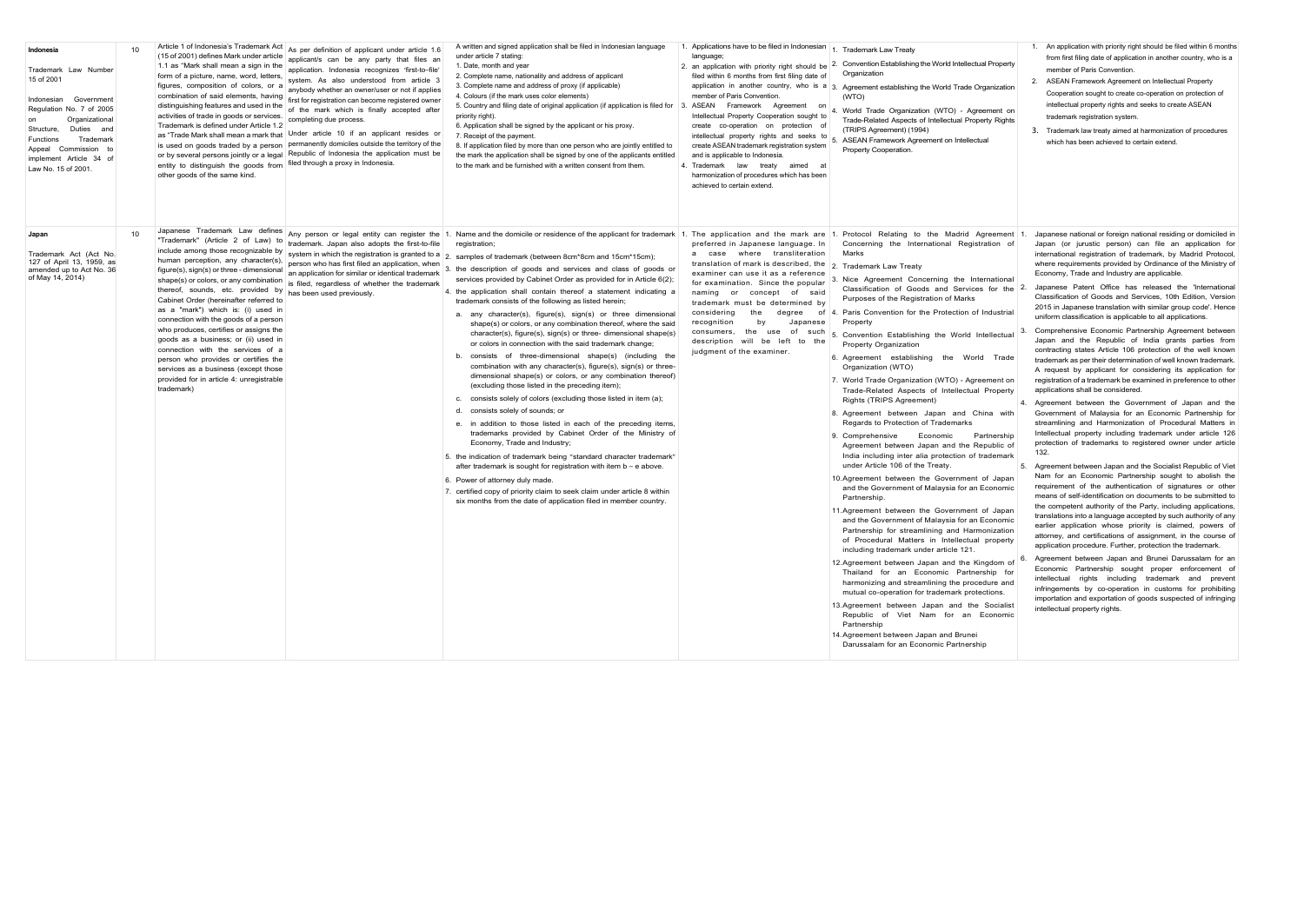| | | | | | | | |
|---|---|---|---|---|---|---|---|
| **Indonesia**<br><br>Trademark Law Number 15 of 2001<br><br>Indonesian Government Regulation No. 7 of 2005 on Organizational Structure, Duties and Functions Trademark Appeal Commission to implement Article 34 of Law No. 15 of 2001. | 10 | Article 1 of Indonesia's Trademark Act (15 of 2001) defines Mark under article 1.1 as "Mark shall mean a sign in the form of a picture, name, word, letters, figures, composition of colors, or a combination of said elements, having distinguishing features and used in the activities of trade in goods or services. Trademark is defined under Article 1.2 as "Trade Mark shall mean a mark that is used on goods traded by a person or by several persons jointly or a legal entity to distinguish the goods from other goods of the same kind. | As per definition of applicant under article 1.6 applicant/s can be any party that files an application. Indonesia recognizes 'first-to-file' system. As also understood from article 3 anybody whether an owner/user or not if applies first for registration can become registered owner of the mark which is finally accepted after completing due process.<br><br>Under article 10 if an applicant resides or permanently domiciles outside the territory of the Republic of Indonesia the application must be filed through a proxy in Indonesia. | A written and signed application shall be filed in Indonesian language under article 7 stating:<br>1. Date, month and year<br>2. Complete name, nationality and address of applicant<br>3. Complete name and address of proxy (if applicable)<br>4. Colours (if the mark uses color elements)<br>5. Country and filing date of original application (if application is filed for priority right).<br>6. Application shall be signed by the applicant or his proxy.<br>7. Receipt of the payment.<br>8. If application filed by more than one person who are jointly entitled to the mark the application shall be signed by one of the applicants entitled to the mark and be furnished with a written consent from them. | 1. Applications have to be filed in Indonesian language;<br>2. an application with priority right should be filed within 6 months from first filing date of application in another country, who is a member of Paris Convention.<br>3. ASEAN Framework Agreement on Intellectual Property Cooperation sought to create co-operation on protection of intellectual property rights and seeks to create ASEAN trademark registration system and is applicable to Indonesia.<br>4. Trademark law treaty aimed at harmonization of procedures which has been achieved to certain extend. | 1. Trademark Law Treaty<br>2. Convention Establishing the World Intellectual Property Organization<br>3. Agreement establishing the World Trade Organization (WTO)<br>4. World Trade Organization (WTO) - Agreement on Trade-Related Aspects of Intellectual Property Rights (TRIPS Agreement) (1994)<br>5. ASEAN Framework Agreement on Intellectual Property Cooperation. | 1. An application with priority right should be filed within 6 months from first filing date of application in another country, who is a member of Paris Convention.<br>2. ASEAN Framework Agreement on Intellectual Property Cooperation sought to create co-operation on protection of intellectual property rights and seeks to create ASEAN trademark registration system.<br>3. Trademark law treaty aimed at harmonization of procedures which has been achieved to certain extend. |
| **Japan**<br><br>Trademark Act (Act No. 127 of April 13, 1959, as amended up to Act No. 36 of May 14, 2014) | 10 | Japanese Trademark Law defines "Trademark" (Article 2 of Law) to include among those recognizable by human perception, any character(s), figure(s), sign(s) or three - dimensional shape(s) or colors, or any combination thereof, sounds, etc. provided by Cabinet Order (hereinafter referred to as a "mark") which is: (i) used in connection with the goods of a person who produces, certifies or assigns the goods as a business; or (ii) used in connection with the services of a person who provides or certifies the services as a business (except those provided for in article 4: unregistrable trademark) | Any person or legal entity can register the trademark. Japan also adopts the first-to-file system in which the registration is granted to a person who has first filed an application, when an application for similar or identical trademark is filed, regardless of whether the trademark has been used previously. | 1. Name and the domicile or residence of the applicant for trademark registration;<br>2. samples of trademark (between 8cm*8cm and 15cm*15cm);<br>3. the description of goods and services and class of goods or services provided by Cabinet Order as provided for in Article 6(2);<br>4. the application shall contain thereof a statement indicating a trademark consists of the following as listed herein;<br>a. any character(s), figure(s), sign(s) or three dimensional shape(s) or colors, or any combination thereof, where the said character(s), figure(s), sign(s) or three- dimensional shape(s) or colors in connection with the said trademark change;<br>b. consists of three-dimensional shape(s) (including the combination with any character(s), figure(s), sign(s) or three-dimensional shape(s) or colors, or any combination thereof) (excluding those listed in the preceding item);<br>c. consists solely of colors (excluding those listed in item (a);<br>d. consists solely of sounds; or<br>e. in addition to those listed in each of the preceding items, trademarks provided by Cabinet Order of the Ministry of Economy, Trade and Industry;<br>5. the indication of trademark being "standard character trademark" after trademark is sought for registration with item b – e above.<br>6. Power of attorney duly made.<br>7. certified copy of priority claim to seek claim under article 8 within six months from the date of application filed in member country. | 1. The application and the mark are preferred in Japanese language. In a case where transliteration translation of mark is described, the examiner can use it as a reference for examination. Since the popular naming or concept of said trademark must be determined by considering the degree of recognition by Japanese consumers, the use of such description will be left to the judgment of the examiner. | 1. Protocol Relating to the Madrid Agreement Concerning the International Registration of Marks<br>2. Trademark Law Treaty<br>3. Nice Agreement Concerning the International Classification of Goods and Services for the Purposes of the Registration of Marks<br>4. Paris Convention for the Protection of Industrial Property<br>5. Convention Establishing the World Intellectual Property Organization<br>6. Agreement establishing the World Trade Organization (WTO)<br>7. World Trade Organization (WTO) - Agreement on Trade-Related Aspects of Intellectual Property Rights (TRIPS Agreement)<br>8. Agreement between Japan and China with Regards to Protection of Trademarks<br>9. Comprehensive Economic Partnership Agreement between Japan and the Republic of India including inter alia protection of trademark under Article 106 of the Treaty.<br>10. Agreement between the Government of Japan and the Government of Malaysia for an Economic Partnership.<br>11. Agreement between the Government of Japan and the Government of Malaysia for an Economic Partnership for streamlining and Harmonization of Procedural Matters in Intellectual property including trademark under article 121.<br>12. Agreement between Japan and the Kingdom of Thailand for an Economic Partnership for harmonizing and streamlining the procedure and mutual co-operation for trademark protections.<br>13. Agreement between Japan and the Socialist Republic of Viet Nam for an Economic Partnership<br>14. Agreement between Japan and Brunei Darussalam for an Economic Partnership | 1. Japanese national or foreign national residing or domiciled in Japan (or jurustic person) can file an application for international registration of trademark, by Madrid Protocol, where requirements provided by Ordinance of the Ministry of Economy, Trade and Industry are applicable.<br>2. Japanese Patent Office has released the 'International Classification of Goods and Services, 10th Edition, Version 2015 in Japanese translation with similar group code'. Hence uniform classification is applicable to all applications.<br>3. Comprehensive Economic Partnership Agreement between Japan and the Republic of India grants parties from contracting states Article 106 protection of the well known trademark as per their determination of well known trademark. A request by applicant for considering its application for registration of a trademark be examined in preference to other applications shall be considered.<br>4. Agreement between the Government of Japan and the Government of Malaysia for an Economic Partnership for streamlining and Harmonization of Procedural Matters in Intellectual property including trademark under article 126 protection of trademarks to registered owner under article 132.<br>5. Agreement between Japan and the Socialist Republic of Viet Nam for an Economic Partnership sought to abolish the requirement of the authentication of signatures or other means of self-identification on documents to be submitted to the competent authority of the Party, including applications, translations into a language accepted by such authority of any earlier application whose priority is claimed, powers of attorney, and certifications of assignment, in the course of application procedure. Further, protection the trademark.<br>6. Agreement between Japan and Brunei Darussalam for an Economic Partnership sought proper enforcement of intellectual rights including trademark and prevent infringements by co-operation in customs for prohibiting importation and exportation of goods suspected of infringing intellectual property rights. |